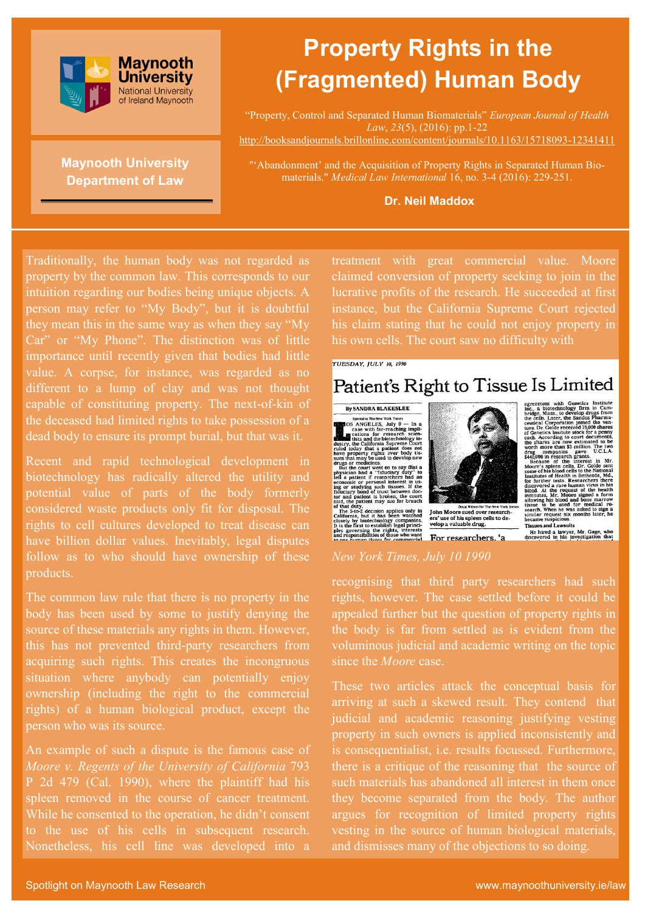Maynooth University
National University of Ireland Maynooth

**Maynooth University Department of Law**

# Property Rights in the (Fragmented) Human Body

"Property, Control and Separated Human Biomaterials" *European Journal of Health Law*, *23*(5), (2016): pp.1-22 http://booksandjournals.brillonline.com/content/journals/10.1163/15718093-12341411

"'Abandonment' and the Acquisition of Property Rights in Separated Human Biomaterials." *Medical Law International* 16, no. 3-4 (2016): 229-251.

**Dr. Neil Maddox**

Traditionally, the human body was not regarded as property by the common law. This corresponds to our intuition regarding our bodies being unique objects. A person may refer to "My Body", but it is doubtful they mean this in the same way as when they say "My Car" or "My Phone". The distinction was of little importance until recently given that bodies had little value. A corpse, for instance, was regarded as no different to a lump of clay and was not thought capable of constituting property. The next-of-kin of the deceased had limited rights to take possession of a dead body to ensure its prompt burial, but that was it.

Recent and rapid technological development in biotechnology has radically altered the utility and potential value of parts of the body formerly considered waste products only fit for disposal. The rights to cell cultures developed to treat disease can have billion dollar values. Inevitably, legal disputes follow as to who should have ownership of these products.

The common law rule that there is no property in the body has been used by some to justify denying the source of these materials any rights in them. However, this has not prevented third-party researchers from acquiring such rights. This creates the incongruous situation where anybody can potentially enjoy ownership (including the right to the commercial rights) of a human biological product, except the person who was its source.

An example of such a dispute is the famous case of *Moore v. Regents of the University of California* 793 P 2d 479 (Cal. 1990), where the plaintiff had his spleen removed in the course of cancer treatment. While he consented to the operation, he didn't consent to the use of his cells in subsequent research. Nonetheless, his cell line was developed into a treatment with great commercial value. Moore claimed conversion of property seeking to join in the lucrative profits of the research. He succeeded at first instance, but the California Supreme Court rejected his claim stating that he could not enjoy property in his own cells. The court saw no difficulty with

*New York Times, July 10 1990*

recognising that third party researchers had such rights, however. The case settled before it could be appealed further but the question of property rights in the body is far from settled as is evident from the voluminous judicial and academic writing on the topic since the *Moore* case.

These two articles attack the conceptual basis for arriving at such a skewed result. They contend that judicial and academic reasoning justifying vesting property in such owners is applied inconsistently and is consequentialist, i.e. results focussed. Furthermore, there is a critique of the reasoning that the source of such materials has abandoned all interest in them once they become separated from the body. The author argues for recognition of limited property rights vesting in the source of human biological materials, and dismisses many of the objections to so doing.

Spotlight on Maynooth Law Research

www.maynoothuniversity.ie/law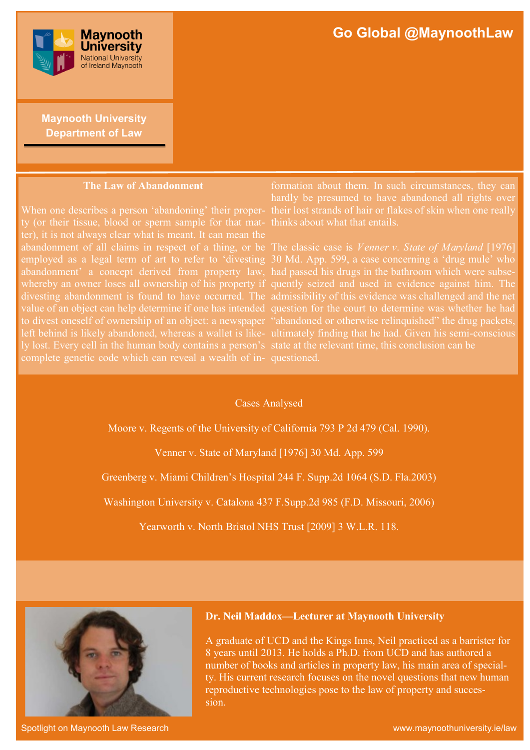Maynooth University
National University of Ireland Maynooth

## Go Global @MaynoothLaw

**Maynooth University Department of Law**

### The Law of Abandonment

When one describes a person 'abandoning' their property (or their tissue, blood or sperm sample for that matter), it is not always clear what is meant. It can mean the abandonment of all claims in respect of a thing, or be employed as a legal term of art to refer to 'divesting abandonment' a concept derived from property law, whereby an owner loses all ownership of his property if divesting abandonment is found to have occurred. The value of an object can help determine if one has intended to divest oneself of ownership of an object: a newspaper left behind is likely abandoned, whereas a wallet is likely lost. Every cell in the human body contains a person's complete genetic code which can reveal a wealth of information about them. In such circumstances, they can hardly be presumed to have abandoned all rights over their lost strands of hair or flakes of skin when one really thinks about what that entails.

The classic case is *Venner v. State of Maryland* [1976] 30 Md. App. 599, a case concerning a 'drug mule' who had passed his drugs in the bathroom which were subsequently seized and used in evidence against him. The admissibility of this evidence was challenged and the net question for the court to determine was whether he had "abandoned or otherwise relinquished" the drug packets, ultimately finding that he had. Given his semi-conscious state at the relevant time, this conclusion can be questioned.

Cases Analysed

Moore v. Regents of the University of California 793 P 2d 479 (Cal. 1990).

Venner v. State of Maryland [1976] 30 Md. App. 599

Greenberg v. Miami Children's Hospital 244 F. Supp.2d 1064 (S.D. Fla.2003)

Washington University v. Catalona 437 F.Supp.2d 985 (F.D. Missouri, 2006)

Yearworth v. North Bristol NHS Trust [2009] 3 W.L.R. 118.

**Dr. Neil Maddox—Lecturer at Maynooth University**

A graduate of UCD and the Kings Inns, Neil practiced as a barrister for 8 years until 2013. He holds a Ph.D. from UCD and has authored a number of books and articles in property law, his main area of specialty. His current research focuses on the novel questions that new human reproductive technologies pose to the law of property and succession.

Spotlight on Maynooth Law Research

www.maynoothuniversity.ie/law